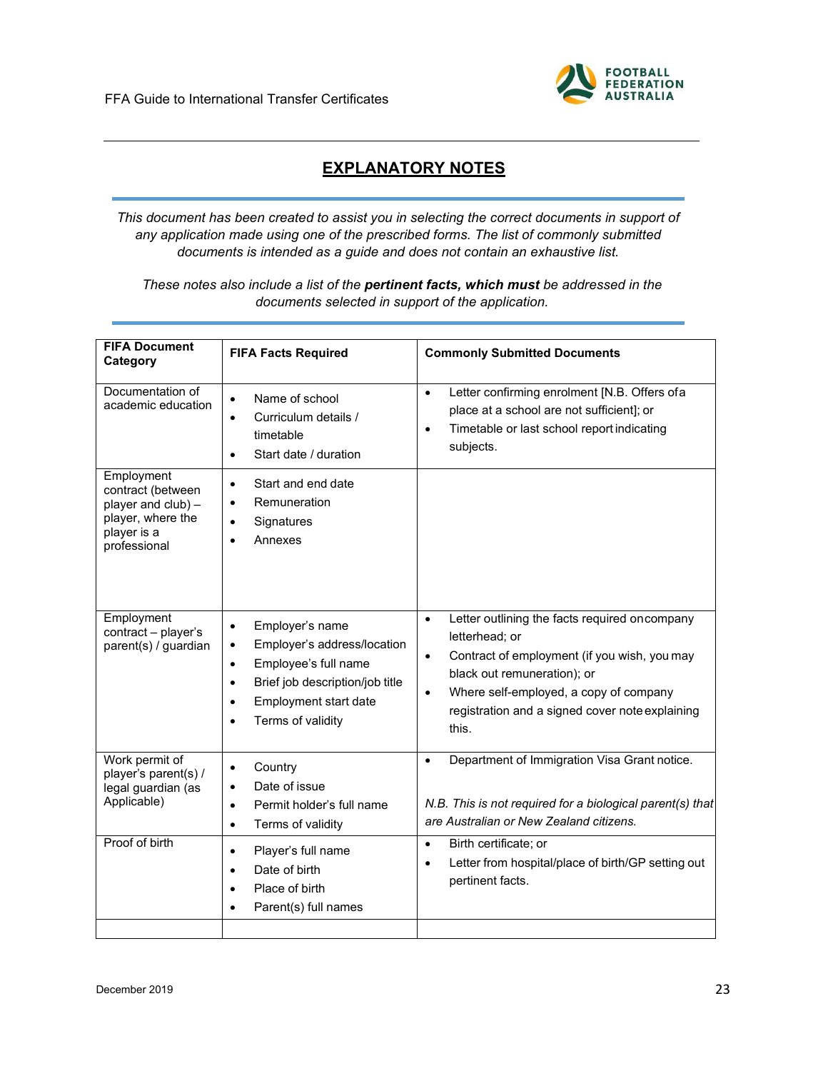## EXPLANATORY NOTES

*This document has been created to assist you in selecting the correct documents in support of any application made using one of the prescribed forms. The list of commonly submitted documents is intended as a guide and does not contain an exhaustive list.*

*These notes also include a list of the **pertinent facts, which must** be addressed in the documents selected in support of the application.*

| FIFA Document Category | FIFA Facts Required | Commonly Submitted Documents |
|---|---|---|
| Documentation of academic education | • Name of school<br>• Curriculum details / timetable<br>• Start date / duration | • Letter confirming enrolment [N.B. Offers of a place at a school are not sufficient]; or<br>• Timetable or last school report indicating subjects. |
| Employment contract (between player and club) – player, where the player is a professional | • Start and end date<br>• Remuneration<br>• Signatures<br>• Annexes | |
| Employment contract – player's parent(s) / guardian | • Employer's name<br>• Employer's address/location<br>• Employee's full name<br>• Brief job description/job title<br>• Employment start date<br>• Terms of validity | • Letter outlining the facts required on company letterhead; or<br>• Contract of employment (if you wish, you may black out remuneration); or<br>• Where self-employed, a copy of company registration and a signed cover note explaining this. |
| Work permit of player's parent(s) / legal guardian (as Applicable) | • Country<br>• Date of issue<br>• Permit holder's full name<br>• Terms of validity | • Department of Immigration Visa Grant notice.<br><br>*N.B. This is not required for a biological parent(s) that are Australian or New Zealand citizens.* |
| Proof of birth | • Player's full name<br>• Date of birth<br>• Place of birth<br>• Parent(s) full names | • Birth certificate; or<br>• Letter from hospital/place of birth/GP setting out pertinent facts. |
| | | |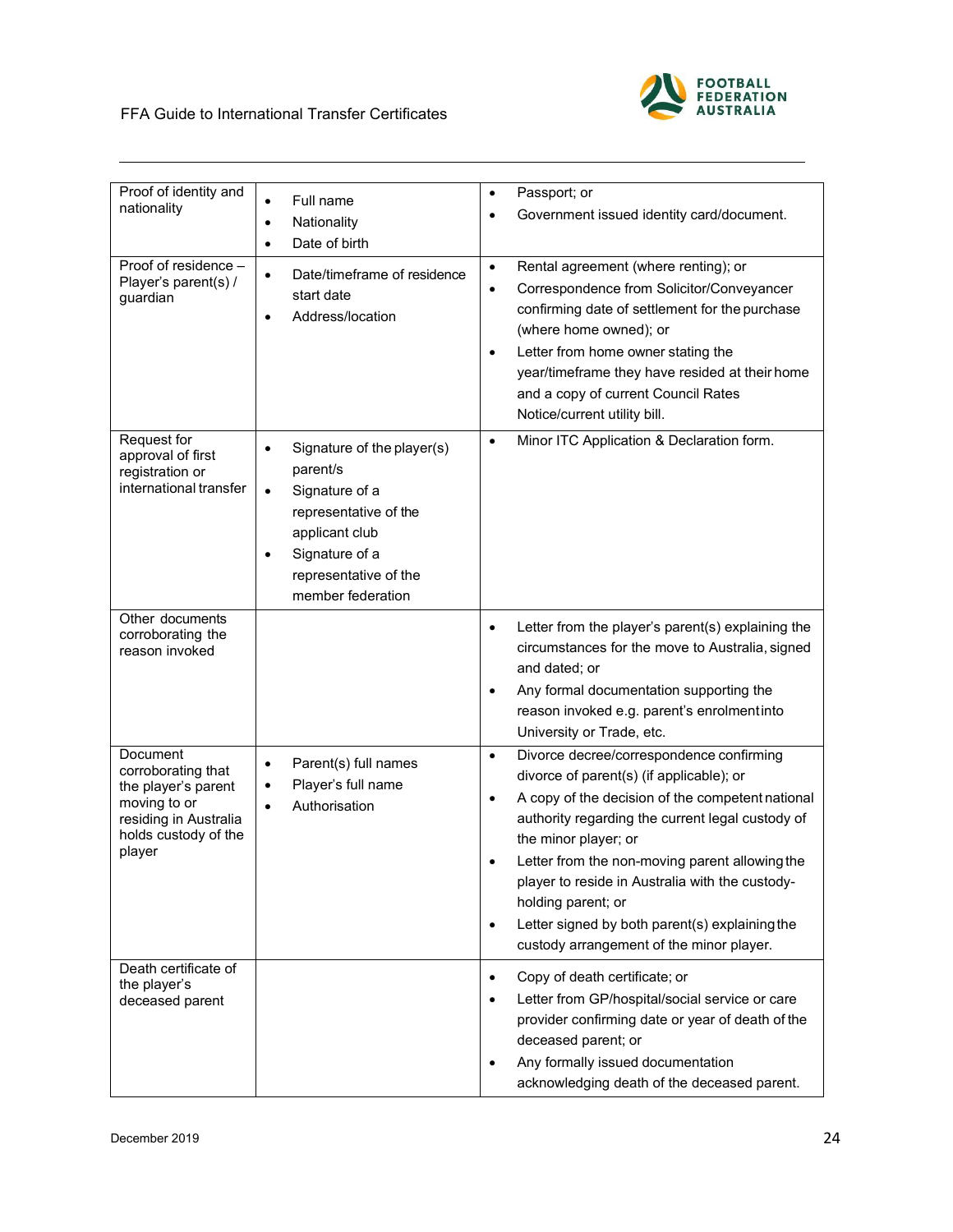| | | |
|---|---|---|
| Proof of identity and nationality | • Full name<br>• Nationality<br>• Date of birth | • Passport; or<br>• Government issued identity card/document. |
| Proof of residence – Player's parent(s) / guardian | • Date/timeframe of residence start date<br>• Address/location | • Rental agreement (where renting); or<br>• Correspondence from Solicitor/Conveyancer confirming date of settlement for the purchase (where home owned); or<br>• Letter from home owner stating the year/timeframe they have resided at their home and a copy of current Council Rates Notice/current utility bill. |
| Request for approval of first registration or international transfer | • Signature of the player(s) parent/s<br>• Signature of a representative of the applicant club<br>• Signature of a representative of the member federation | • Minor ITC Application & Declaration form. |
| Other documents corroborating the reason invoked | | • Letter from the player's parent(s) explaining the circumstances for the move to Australia, signed and dated; or<br>• Any formal documentation supporting the reason invoked e.g. parent's enrolment into University or Trade, etc. |
| Document corroborating that the player's parent moving to or residing in Australia holds custody of the player | • Parent(s) full names<br>• Player's full name<br>• Authorisation | • Divorce decree/correspondence confirming divorce of parent(s) (if applicable); or<br>• A copy of the decision of the competent national authority regarding the current legal custody of the minor player; or<br>• Letter from the non-moving parent allowing the player to reside in Australia with the custody-holding parent; or<br>• Letter signed by both parent(s) explaining the custody arrangement of the minor player. |
| Death certificate of the player's deceased parent | | • Copy of death certificate; or<br>• Letter from GP/hospital/social service or care provider confirming date or year of death of the deceased parent; or<br>• Any formally issued documentation acknowledging death of the deceased parent. |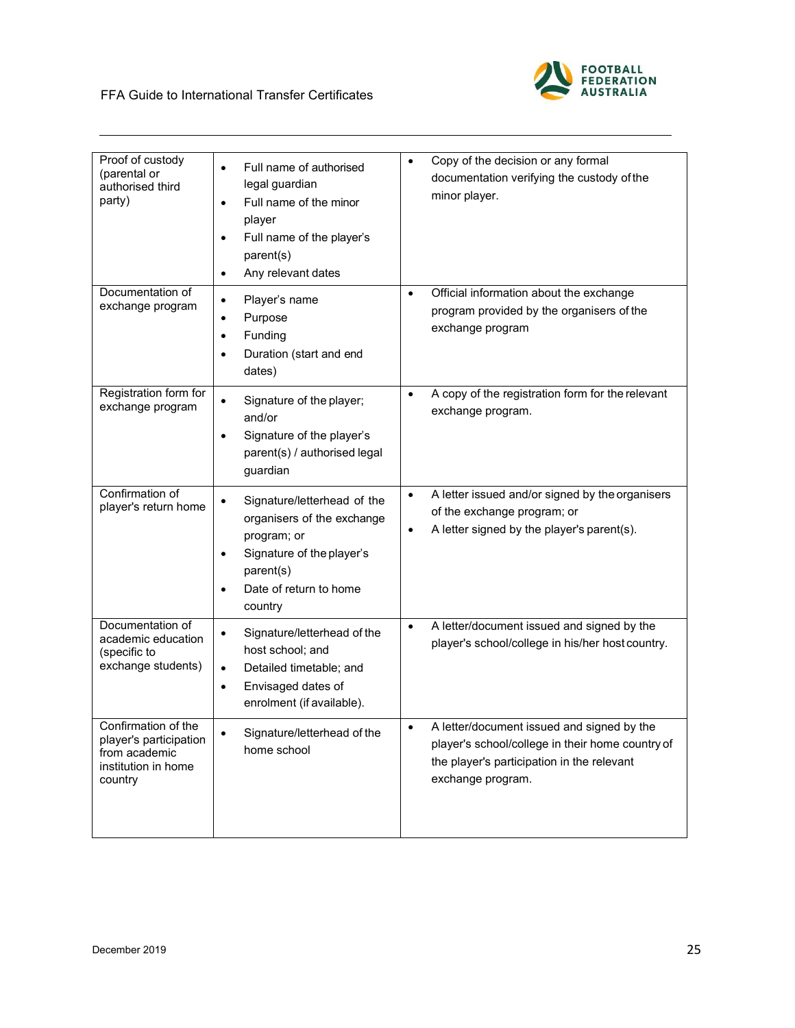| | | |
|---|---|---|
| Proof of custody (parental or authorised third party) | • Full name of authorised legal guardian<br>• Full name of the minor player<br>• Full name of the player's parent(s)<br>• Any relevant dates | • Copy of the decision or any formal documentation verifying the custody of the minor player. |
| Documentation of exchange program | • Player's name<br>• Purpose<br>• Funding<br>• Duration (start and end dates) | • Official information about the exchange program provided by the organisers of the exchange program |
| Registration form for exchange program | • Signature of the player; and/or<br>• Signature of the player's parent(s) / authorised legal guardian | • A copy of the registration form for the relevant exchange program. |
| Confirmation of player's return home | • Signature/letterhead of the organisers of the exchange program; or<br>• Signature of the player's parent(s)<br>• Date of return to home country | • A letter issued and/or signed by the organisers of the exchange program; or<br>• A letter signed by the player's parent(s). |
| Documentation of academic education (specific to exchange students) | • Signature/letterhead of the host school; and<br>• Detailed timetable; and<br>• Envisaged dates of enrolment (if available). | • A letter/document issued and signed by the player's school/college in his/her host country. |
| Confirmation of the player's participation from academic institution in home country | • Signature/letterhead of the home school | • A letter/document issued and signed by the player's school/college in their home country of the player's participation in the relevant exchange program. |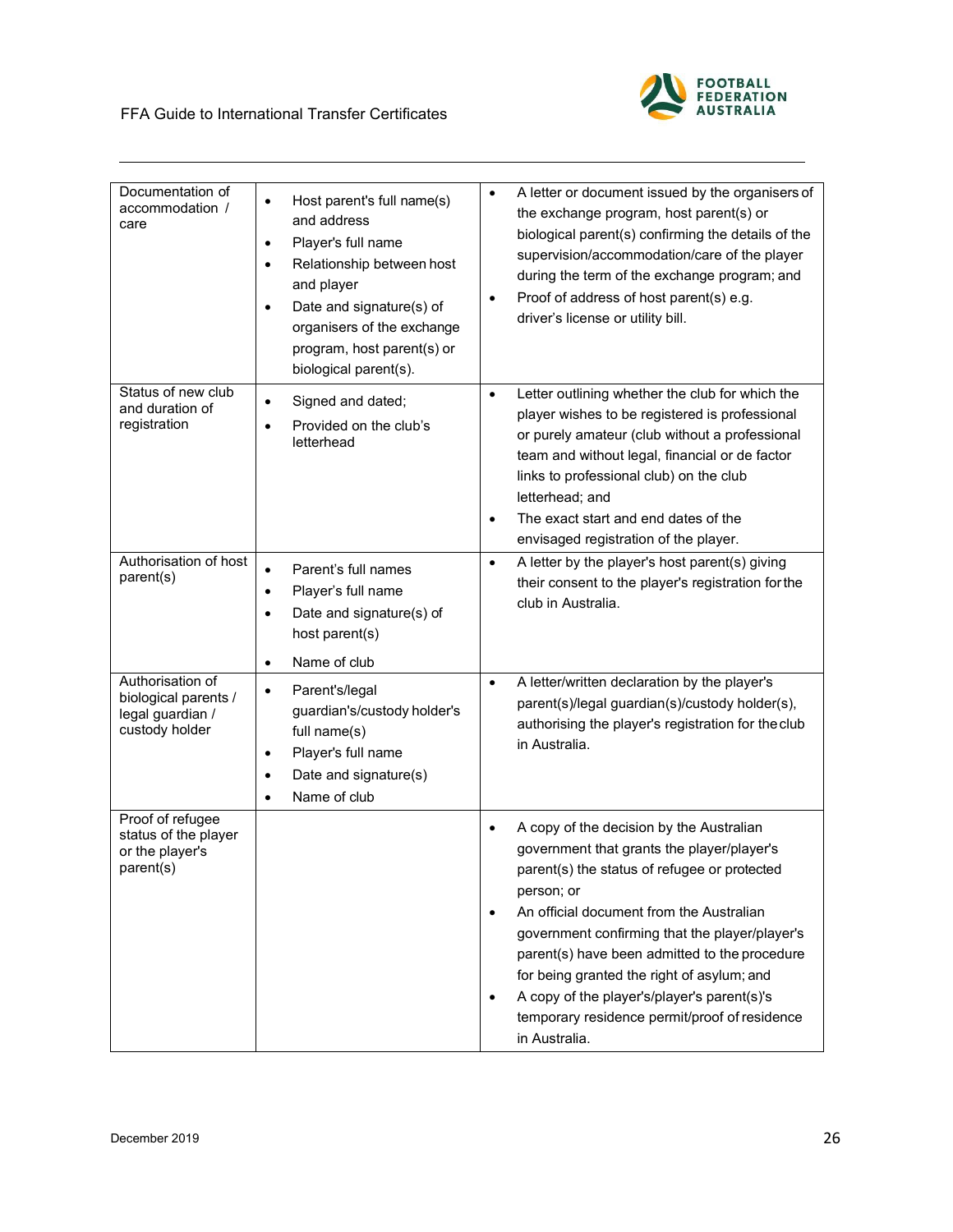| Documentation of accommodation / care | • Host parent's full name(s) and address<br>• Player's full name<br>• Relationship between host and player<br>• Date and signature(s) of organisers of the exchange program, host parent(s) or biological parent(s). | • A letter or document issued by the organisers of the exchange program, host parent(s) or biological parent(s) confirming the details of the supervision/accommodation/care of the player during the term of the exchange program; and<br>• Proof of address of host parent(s) e.g. driver's license or utility bill. |
|---|---|---|
| Status of new club and duration of registration | • Signed and dated;<br>• Provided on the club's letterhead | • Letter outlining whether the club for which the player wishes to be registered is professional or purely amateur (club without a professional team and without legal, financial or de factor links to professional club) on the club letterhead; and<br>• The exact start and end dates of the envisaged registration of the player. |
| Authorisation of host parent(s) | • Parent's full names<br>• Player's full name<br>• Date and signature(s) of host parent(s)<br>• Name of club | • A letter by the player's host parent(s) giving their consent to the player's registration for the club in Australia. |
| Authorisation of biological parents / legal guardian / custody holder | • Parent's/legal guardian's/custody holder's full name(s)<br>• Player's full name<br>• Date and signature(s)<br>• Name of club | • A letter/written declaration by the player's parent(s)/legal guardian(s)/custody holder(s), authorising the player's registration for the club in Australia. |
| Proof of refugee status of the player or the player's parent(s) | | • A copy of the decision by the Australian government that grants the player/player's parent(s) the status of refugee or protected person; or<br>• An official document from the Australian government confirming that the player/player's parent(s) have been admitted to the procedure for being granted the right of asylum; and<br>• A copy of the player's/player's parent(s)'s temporary residence permit/proof of residence in Australia. |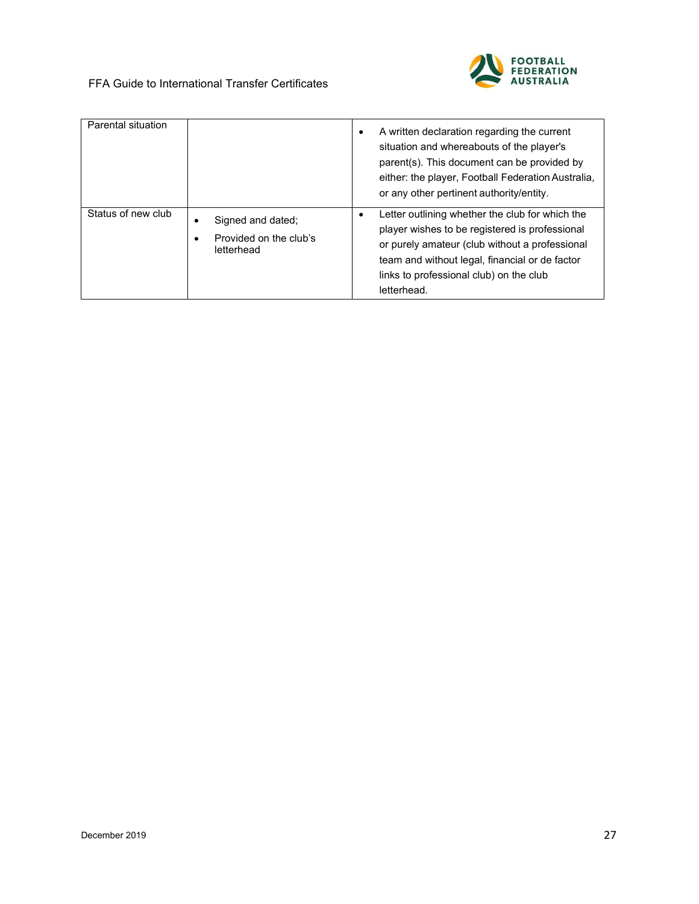| | | |
|---|---|---|
| Parental situation | | • A written declaration regarding the current situation and whereabouts of the player's parent(s). This document can be provided by either: the player, Football Federation Australia, or any other pertinent authority/entity. |
| Status of new club | • Signed and dated;<br>• Provided on the club's letterhead | • Letter outlining whether the club for which the player wishes to be registered is professional or purely amateur (club without a professional team and without legal, financial or de factor links to professional club) on the club letterhead. |